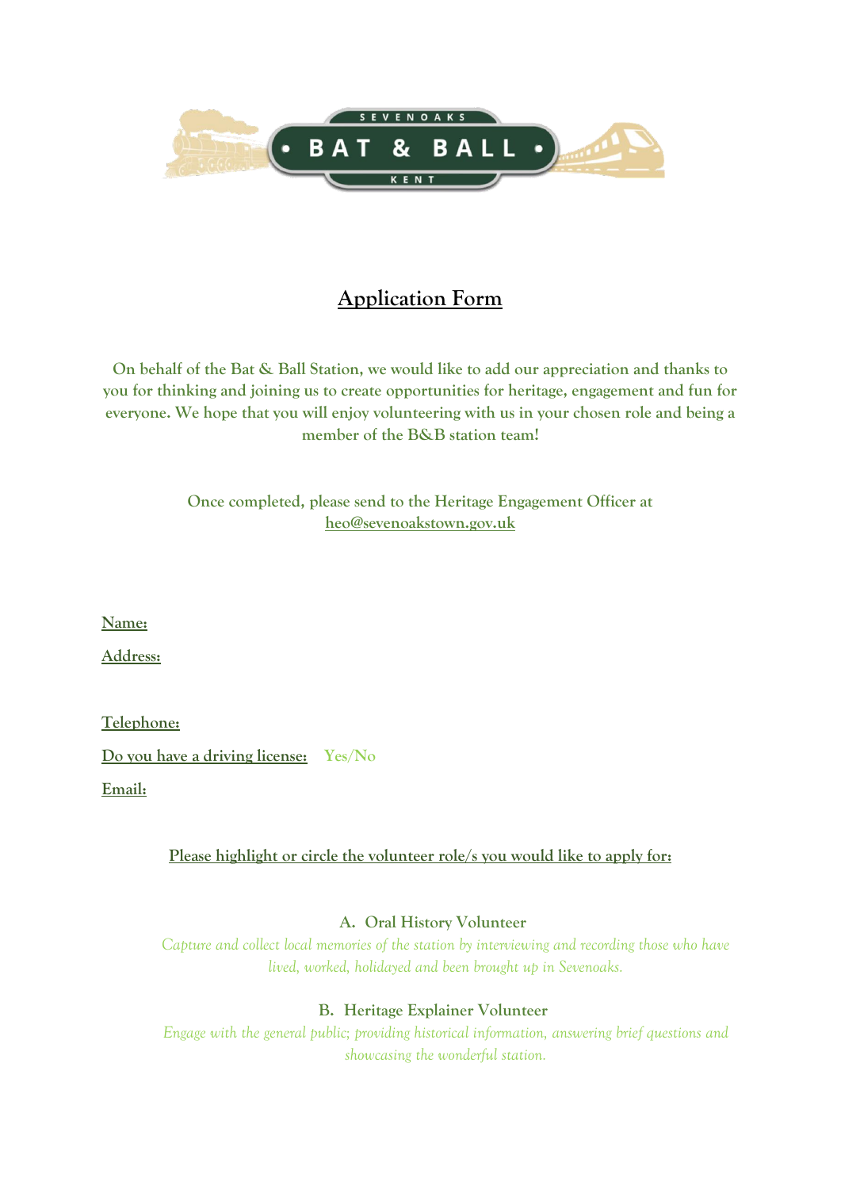# Application Form

**On behalf of the Bat & Ball Station, we would like to add our appreciation and thanks to you for thinking and joining us to create opportunities for heritage, engagement and fun for everyone. We hope that you will enjoy volunteering with us in your chosen role and being a member of the B&B station team!**

**Once completed, please send to the Heritage Engagement Officer at heo@sevenoakstown.gov.uk**

**Name:**

**Address:**

**Telephone:**

**Do you have a driving license:** Yes/No

**Email:**

**Please highlight or circle the volunteer role/s you would like to apply for:**

**A. Oral History Volunteer**

*Capture and collect local memories of the station by interviewing and recording those who have lived, worked, holidayed and been brought up in Sevenoaks.*

**B. Heritage Explainer Volunteer**

*Engage with the general public; providing historical information, answering brief questions and showcasing the wonderful station.*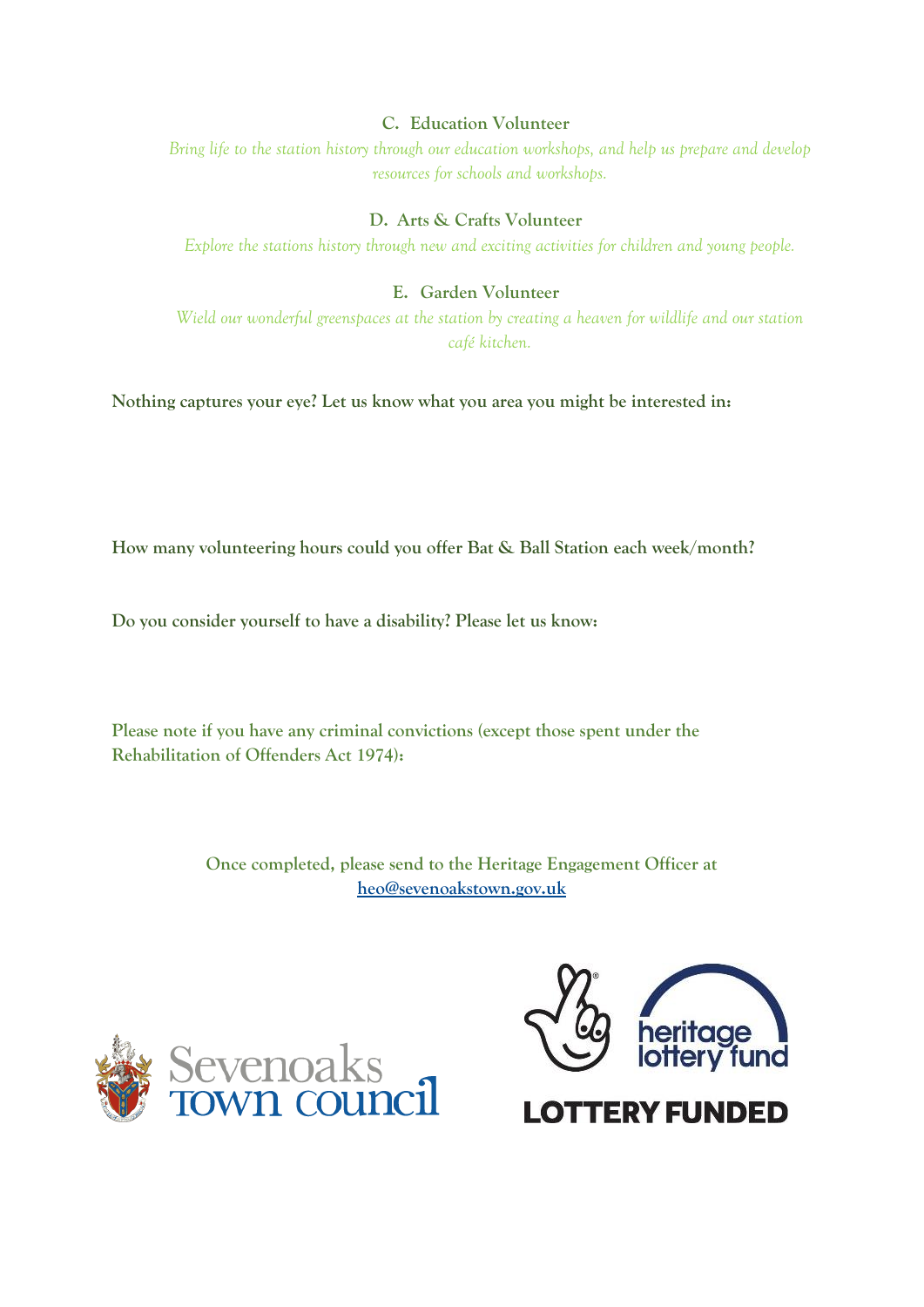**C. Education Volunteer**

*Bring life to the station history through our education workshops, and help us prepare and develop resources for schools and workshops.*

**D. Arts & Crafts Volunteer**

*Explore the stations history through new and exciting activities for children and young people.*

**E. Garden Volunteer**

*Wield our wonderful greenspaces at the station by creating a heaven for wildlife and our station café kitchen.*

**Nothing captures your eye? Let us know what you area you might be interested in:**

**How many volunteering hours could you offer Bat & Ball Station each week/month?**

**Do you consider yourself to have a disability? Please let us know:**

**Please note if you have any criminal convictions (except those spent under the Rehabilitation of Offenders Act 1974):**

**Once completed, please send to the Heritage Engagement Officer at [heo@sevenoakstown.gov.uk](mailto:heo@sevenoakstown.gov.uk)**

Sevenoaks Town Council

heritage lottery fund

LOTTERY FUNDED